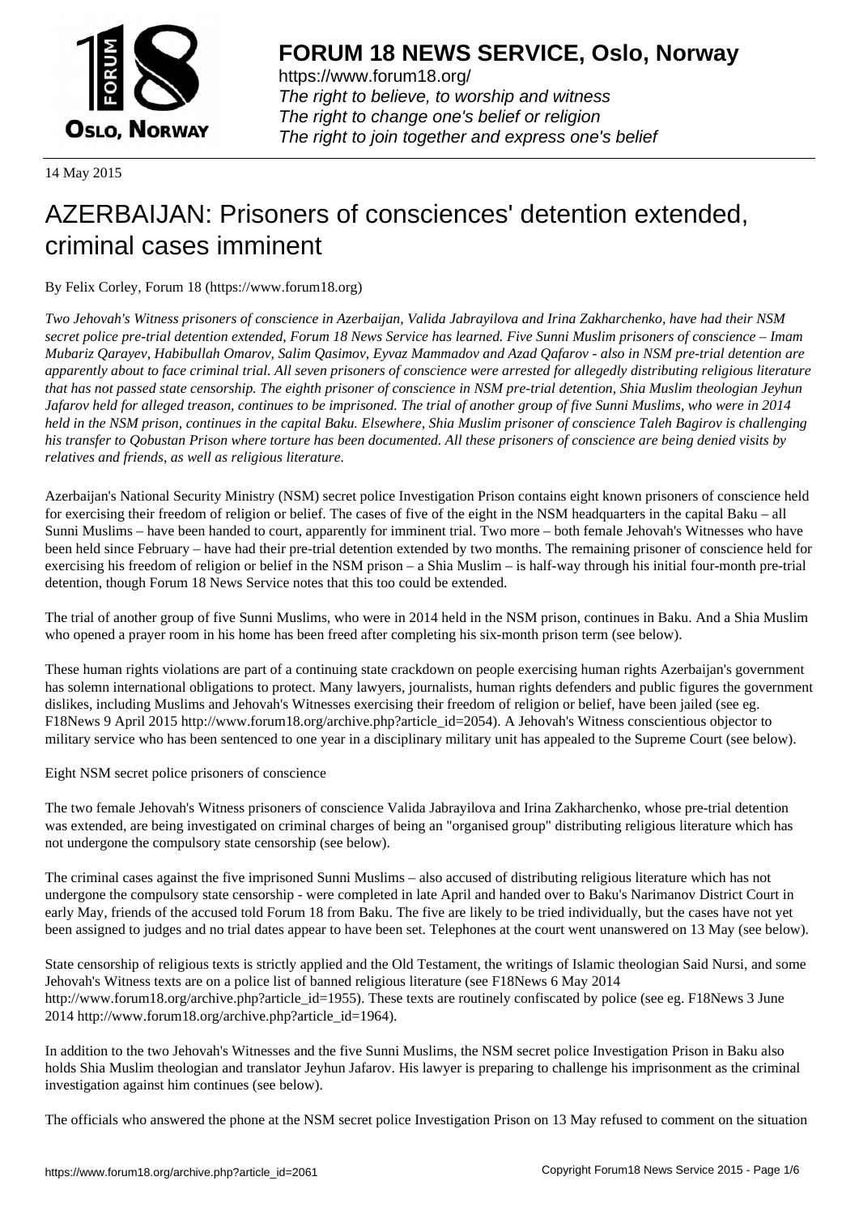**FORUM 18 NEWS SERVICE, Oslo, Norway**

https://www.forum18.org/
*The right to believe, to worship and witness*
*The right to change one's belief or religion*
*The right to join together and express one's belief*

14 May 2015

# AZERBAIJAN: Prisoners of consciences' detention extended, criminal cases imminent

By Felix Corley, Forum 18 (https://www.forum18.org)

*Two Jehovah's Witness prisoners of conscience in Azerbaijan, Valida Jabrayilova and Irina Zakharchenko, have had their NSM secret police pre-trial detention extended, Forum 18 News Service has learned. Five Sunni Muslim prisoners of conscience – Imam Mubariz Qarayev, Habibullah Omarov, Salim Qasimov, Eyvaz Mammadov and Azad Qafarov - also in NSM pre-trial detention are apparently about to face criminal trial. All seven prisoners of conscience were arrested for allegedly distributing religious literature that has not passed state censorship. The eighth prisoner of conscience in NSM pre-trial detention, Shia Muslim theologian Jeyhun Jafarov held for alleged treason, continues to be imprisoned. The trial of another group of five Sunni Muslims, who were in 2014 held in the NSM prison, continues in the capital Baku. Elsewhere, Shia Muslim prisoner of conscience Taleh Bagirov is challenging his transfer to Qobustan Prison where torture has been documented. All these prisoners of conscience are being denied visits by relatives and friends, as well as religious literature.*

Azerbaijan's National Security Ministry (NSM) secret police Investigation Prison contains eight known prisoners of conscience held for exercising their freedom of religion or belief. The cases of five of the eight in the NSM headquarters in the capital Baku – all Sunni Muslims – have been handed to court, apparently for imminent trial. Two more – both female Jehovah's Witnesses who have been held since February – have had their pre-trial detention extended by two months. The remaining prisoner of conscience held for exercising his freedom of religion or belief in the NSM prison – a Shia Muslim – is half-way through his initial four-month pre-trial detention, though Forum 18 News Service notes that this too could be extended.

The trial of another group of five Sunni Muslims, who were in 2014 held in the NSM prison, continues in Baku. And a Shia Muslim who opened a prayer room in his home has been freed after completing his six-month prison term (see below).

These human rights violations are part of a continuing state crackdown on people exercising human rights Azerbaijan's government has solemn international obligations to protect. Many lawyers, journalists, human rights defenders and public figures the government dislikes, including Muslims and Jehovah's Witnesses exercising their freedom of religion or belief, have been jailed (see eg. F18News 9 April 2015 http://www.forum18.org/archive.php?article_id=2054). A Jehovah's Witness conscientious objector to military service who has been sentenced to one year in a disciplinary military unit has appealed to the Supreme Court (see below).

Eight NSM secret police prisoners of conscience

The two female Jehovah's Witness prisoners of conscience Valida Jabrayilova and Irina Zakharchenko, whose pre-trial detention was extended, are being investigated on criminal charges of being an "organised group" distributing religious literature which has not undergone the compulsory state censorship (see below).

The criminal cases against the five imprisoned Sunni Muslims – also accused of distributing religious literature which has not undergone the compulsory state censorship - were completed in late April and handed over to Baku's Narimanov District Court in early May, friends of the accused told Forum 18 from Baku. The five are likely to be tried individually, but the cases have not yet been assigned to judges and no trial dates appear to have been set. Telephones at the court went unanswered on 13 May (see below).

State censorship of religious texts is strictly applied and the Old Testament, the writings of Islamic theologian Said Nursi, and some Jehovah's Witness texts are on a police list of banned religious literature (see F18News 6 May 2014 http://www.forum18.org/archive.php?article_id=1955). These texts are routinely confiscated by police (see eg. F18News 3 June 2014 http://www.forum18.org/archive.php?article_id=1964).

In addition to the two Jehovah's Witnesses and the five Sunni Muslims, the NSM secret police Investigation Prison in Baku also holds Shia Muslim theologian and translator Jeyhun Jafarov. His lawyer is preparing to challenge his imprisonment as the criminal investigation against him continues (see below).

The officials who answered the phone at the NSM secret police Investigation Prison on 13 May refused to comment on the situation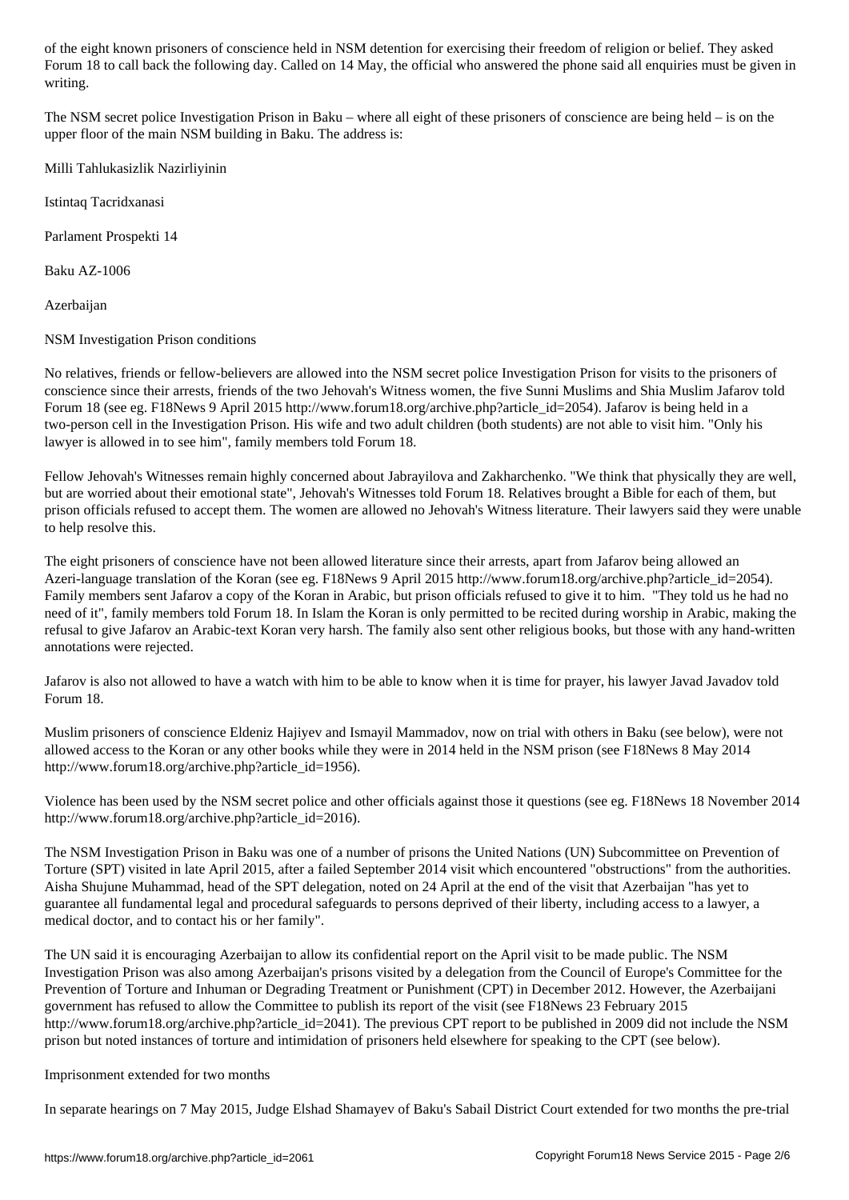of the eight known prisoners of conscience held in NSM detention for exercising their freedom of religion or belief. They asked Forum 18 to call back the following day. Called on 14 May, the official who answered the phone said all enquiries must be given in writing.

The NSM secret police Investigation Prison in Baku – where all eight of these prisoners of conscience are being held – is on the upper floor of the main NSM building in Baku. The address is:

Milli Tahlukasizlik Nazirliyinin

Istintaq Tacridxanasi

Parlament Prospekti 14

Baku AZ-1006

Azerbaijan

## NSM Investigation Prison conditions

No relatives, friends or fellow-believers are allowed into the NSM secret police Investigation Prison for visits to the prisoners of conscience since their arrests, friends of the two Jehovah's Witness women, the five Sunni Muslims and Shia Muslim Jafarov told Forum 18 (see eg. F18News 9 April 2015 http://www.forum18.org/archive.php?article_id=2054). Jafarov is being held in a two-person cell in the Investigation Prison. His wife and two adult children (both students) are not able to visit him. "Only his lawyer is allowed in to see him", family members told Forum 18.

Fellow Jehovah's Witnesses remain highly concerned about Jabrayilova and Zakharchenko. "We think that physically they are well, but are worried about their emotional state", Jehovah's Witnesses told Forum 18. Relatives brought a Bible for each of them, but prison officials refused to accept them. The women are allowed no Jehovah's Witness literature. Their lawyers said they were unable to help resolve this.

The eight prisoners of conscience have not been allowed literature since their arrests, apart from Jafarov being allowed an Azeri-language translation of the Koran (see eg. F18News 9 April 2015 http://www.forum18.org/archive.php?article_id=2054). Family members sent Jafarov a copy of the Koran in Arabic, but prison officials refused to give it to him. "They told us he had no need of it", family members told Forum 18. In Islam the Koran is only permitted to be recited during worship in Arabic, making the refusal to give Jafarov an Arabic-text Koran very harsh. The family also sent other religious books, but those with any hand-written annotations were rejected.

Jafarov is also not allowed to have a watch with him to be able to know when it is time for prayer, his lawyer Javad Javadov told Forum 18.

Muslim prisoners of conscience Eldeniz Hajiyev and Ismayil Mammadov, now on trial with others in Baku (see below), were not allowed access to the Koran or any other books while they were in 2014 held in the NSM prison (see F18News 8 May 2014 http://www.forum18.org/archive.php?article_id=1956).

Violence has been used by the NSM secret police and other officials against those it questions (see eg. F18News 18 November 2014 http://www.forum18.org/archive.php?article_id=2016).

The NSM Investigation Prison in Baku was one of a number of prisons the United Nations (UN) Subcommittee on Prevention of Torture (SPT) visited in late April 2015, after a failed September 2014 visit which encountered "obstructions" from the authorities. Aisha Shujune Muhammad, head of the SPT delegation, noted on 24 April at the end of the visit that Azerbaijan "has yet to guarantee all fundamental legal and procedural safeguards to persons deprived of their liberty, including access to a lawyer, a medical doctor, and to contact his or her family".

The UN said it is encouraging Azerbaijan to allow its confidential report on the April visit to be made public. The NSM Investigation Prison was also among Azerbaijan's prisons visited by a delegation from the Council of Europe's Committee for the Prevention of Torture and Inhuman or Degrading Treatment or Punishment (CPT) in December 2012. However, the Azerbaijani government has refused to allow the Committee to publish its report of the visit (see F18News 23 February 2015 http://www.forum18.org/archive.php?article_id=2041). The previous CPT report to be published in 2009 did not include the NSM prison but noted instances of torture and intimidation of prisoners held elsewhere for speaking to the CPT (see below).

## Imprisonment extended for two months

In separate hearings on 7 May 2015, Judge Elshad Shamayev of Baku's Sabail District Court extended for two months the pre-trial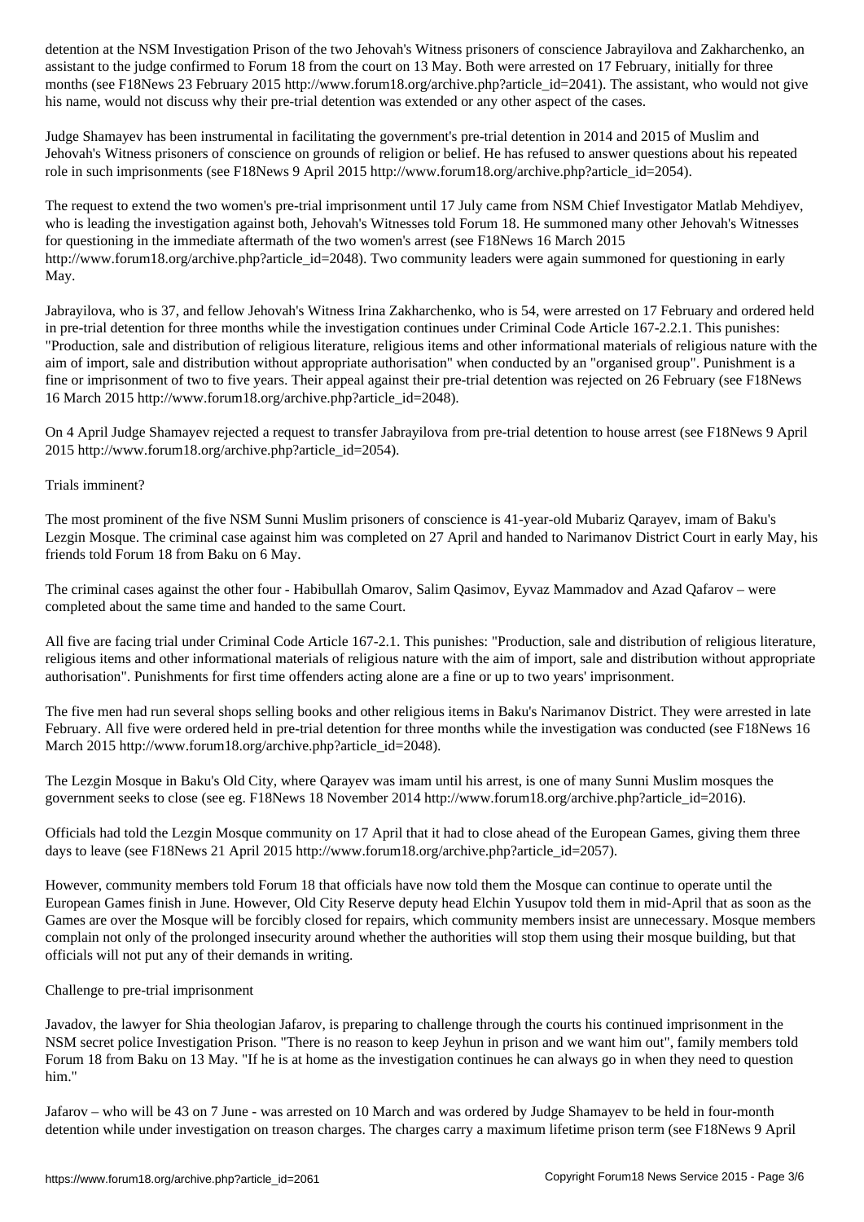detention at the NSM Investigation Prison of the two Jehovah's Witness prisoners of conscience Jabrayilova and Zakharchenko, an assistant to the judge confirmed to Forum 18 from the court on 13 May. Both were arrested on 17 February, initially for three months (see F18News 23 February 2015 http://www.forum18.org/archive.php?article_id=2041). The assistant, who would not give his name, would not discuss why their pre-trial detention was extended or any other aspect of the cases.

Judge Shamayev has been instrumental in facilitating the government's pre-trial detention in 2014 and 2015 of Muslim and Jehovah's Witness prisoners of conscience on grounds of religion or belief. He has refused to answer questions about his repeated role in such imprisonments (see F18News 9 April 2015 http://www.forum18.org/archive.php?article_id=2054).

The request to extend the two women's pre-trial imprisonment until 17 July came from NSM Chief Investigator Matlab Mehdiyev, who is leading the investigation against both, Jehovah's Witnesses told Forum 18. He summoned many other Jehovah's Witnesses for questioning in the immediate aftermath of the two women's arrest (see F18News 16 March 2015 http://www.forum18.org/archive.php?article_id=2048). Two community leaders were again summoned for questioning in early May.

Jabrayilova, who is 37, and fellow Jehovah's Witness Irina Zakharchenko, who is 54, were arrested on 17 February and ordered held in pre-trial detention for three months while the investigation continues under Criminal Code Article 167-2.2.1. This punishes: "Production, sale and distribution of religious literature, religious items and other informational materials of religious nature with the aim of import, sale and distribution without appropriate authorisation" when conducted by an "organised group". Punishment is a fine or imprisonment of two to five years. Their appeal against their pre-trial detention was rejected on 26 February (see F18News 16 March 2015 http://www.forum18.org/archive.php?article_id=2048).

On 4 April Judge Shamayev rejected a request to transfer Jabrayilova from pre-trial detention to house arrest (see F18News 9 April 2015 http://www.forum18.org/archive.php?article_id=2054).

Trials imminent?

The most prominent of the five NSM Sunni Muslim prisoners of conscience is 41-year-old Mubariz Qarayev, imam of Baku's Lezgin Mosque. The criminal case against him was completed on 27 April and handed to Narimanov District Court in early May, his friends told Forum 18 from Baku on 6 May.

The criminal cases against the other four - Habibullah Omarov, Salim Qasimov, Eyvaz Mammadov and Azad Qafarov – were completed about the same time and handed to the same Court.

All five are facing trial under Criminal Code Article 167-2.1. This punishes: "Production, sale and distribution of religious literature, religious items and other informational materials of religious nature with the aim of import, sale and distribution without appropriate authorisation". Punishments for first time offenders acting alone are a fine or up to two years' imprisonment.

The five men had run several shops selling books and other religious items in Baku's Narimanov District. They were arrested in late February. All five were ordered held in pre-trial detention for three months while the investigation was conducted (see F18News 16 March 2015 http://www.forum18.org/archive.php?article_id=2048).

The Lezgin Mosque in Baku's Old City, where Qarayev was imam until his arrest, is one of many Sunni Muslim mosques the government seeks to close (see eg. F18News 18 November 2014 http://www.forum18.org/archive.php?article_id=2016).

Officials had told the Lezgin Mosque community on 17 April that it had to close ahead of the European Games, giving them three days to leave (see F18News 21 April 2015 http://www.forum18.org/archive.php?article_id=2057).

However, community members told Forum 18 that officials have now told them the Mosque can continue to operate until the European Games finish in June. However, Old City Reserve deputy head Elchin Yusupov told them in mid-April that as soon as the Games are over the Mosque will be forcibly closed for repairs, which community members insist are unnecessary. Mosque members complain not only of the prolonged insecurity around whether the authorities will stop them using their mosque building, but that officials will not put any of their demands in writing.

Challenge to pre-trial imprisonment

Javadov, the lawyer for Shia theologian Jafarov, is preparing to challenge through the courts his continued imprisonment in the NSM secret police Investigation Prison. "There is no reason to keep Jeyhun in prison and we want him out", family members told Forum 18 from Baku on 13 May. "If he is at home as the investigation continues he can always go in when they need to question him."

Jafarov – who will be 43 on 7 June - was arrested on 10 March and was ordered by Judge Shamayev to be held in four-month detention while under investigation on treason charges. The charges carry a maximum lifetime prison term (see F18News 9 April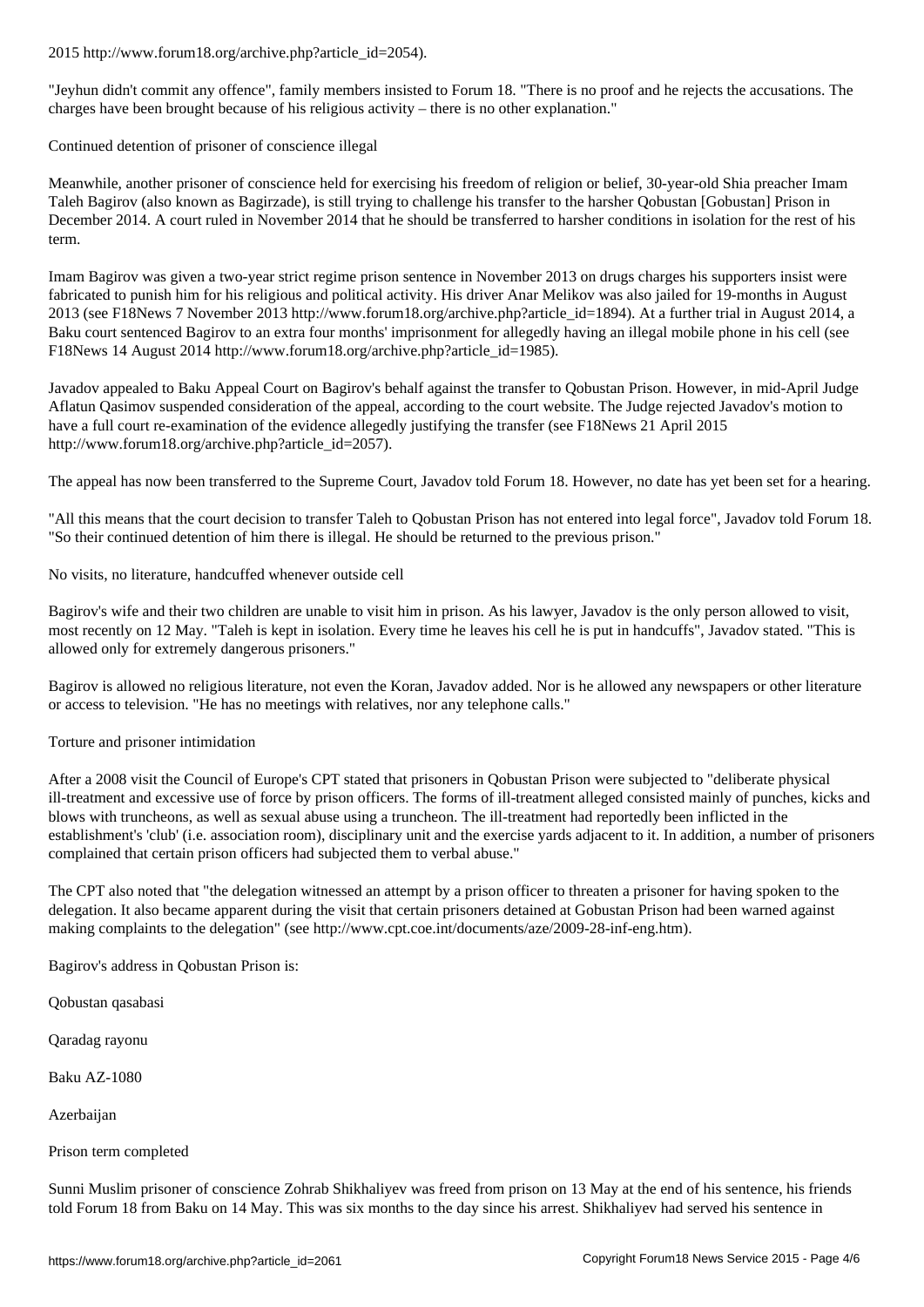2015 http://www.forum18.org/archive.php?article_id=2054).

"Jeyhun didn't commit any offence", family members insisted to Forum 18. "There is no proof and he rejects the accusations. The charges have been brought because of his religious activity – there is no other explanation."

## Continued detention of prisoner of conscience illegal

Meanwhile, another prisoner of conscience held for exercising his freedom of religion or belief, 30-year-old Shia preacher Imam Taleh Bagirov (also known as Bagirzade), is still trying to challenge his transfer to the harsher Qobustan [Gobustan] Prison in December 2014. A court ruled in November 2014 that he should be transferred to harsher conditions in isolation for the rest of his term.

Imam Bagirov was given a two-year strict regime prison sentence in November 2013 on drugs charges his supporters insist were fabricated to punish him for his religious and political activity. His driver Anar Melikov was also jailed for 19-months in August 2013 (see F18News 7 November 2013 http://www.forum18.org/archive.php?article_id=1894). At a further trial in August 2014, a Baku court sentenced Bagirov to an extra four months' imprisonment for allegedly having an illegal mobile phone in his cell (see F18News 14 August 2014 http://www.forum18.org/archive.php?article_id=1985).

Javadov appealed to Baku Appeal Court on Bagirov's behalf against the transfer to Qobustan Prison. However, in mid-April Judge Aflatun Qasimov suspended consideration of the appeal, according to the court website. The Judge rejected Javadov's motion to have a full court re-examination of the evidence allegedly justifying the transfer (see F18News 21 April 2015 http://www.forum18.org/archive.php?article_id=2057).

The appeal has now been transferred to the Supreme Court, Javadov told Forum 18. However, no date has yet been set for a hearing.

"All this means that the court decision to transfer Taleh to Qobustan Prison has not entered into legal force", Javadov told Forum 18. "So their continued detention of him there is illegal. He should be returned to the previous prison."

## No visits, no literature, handcuffed whenever outside cell

Bagirov's wife and their two children are unable to visit him in prison. As his lawyer, Javadov is the only person allowed to visit, most recently on 12 May. "Taleh is kept in isolation. Every time he leaves his cell he is put in handcuffs", Javadov stated. "This is allowed only for extremely dangerous prisoners."

Bagirov is allowed no religious literature, not even the Koran, Javadov added. Nor is he allowed any newspapers or other literature or access to television. "He has no meetings with relatives, nor any telephone calls."

## Torture and prisoner intimidation

After a 2008 visit the Council of Europe's CPT stated that prisoners in Qobustan Prison were subjected to "deliberate physical ill-treatment and excessive use of force by prison officers. The forms of ill-treatment alleged consisted mainly of punches, kicks and blows with truncheons, as well as sexual abuse using a truncheon. The ill-treatment had reportedly been inflicted in the establishment's 'club' (i.e. association room), disciplinary unit and the exercise yards adjacent to it. In addition, a number of prisoners complained that certain prison officers had subjected them to verbal abuse."

The CPT also noted that "the delegation witnessed an attempt by a prison officer to threaten a prisoner for having spoken to the delegation. It also became apparent during the visit that certain prisoners detained at Gobustan Prison had been warned against making complaints to the delegation" (see http://www.cpt.coe.int/documents/aze/2009-28-inf-eng.htm).

Bagirov's address in Qobustan Prison is:

Qobustan qasabasi

Qaradag rayonu

Baku AZ-1080

Azerbaijan

## Prison term completed

Sunni Muslim prisoner of conscience Zohrab Shikhaliyev was freed from prison on 13 May at the end of his sentence, his friends told Forum 18 from Baku on 14 May. This was six months to the day since his arrest. Shikhaliyev had served his sentence in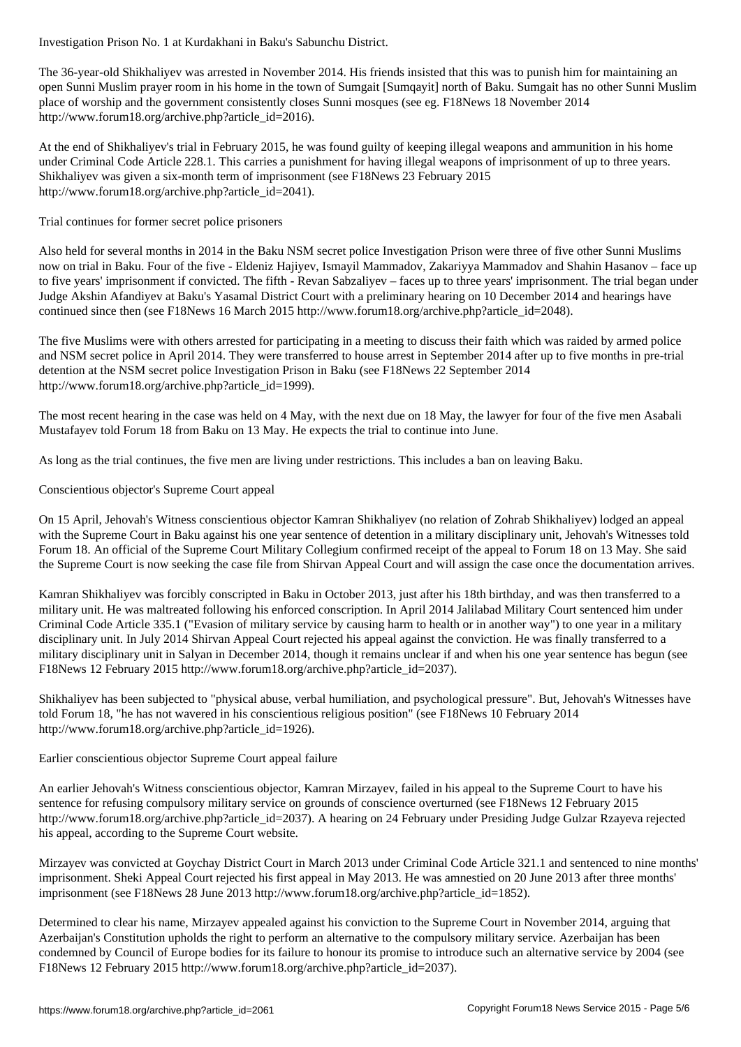Investigation Prison No. 1 at Kurdakhani in Baku's Sabunchu District.

The 36-year-old Shikhaliyev was arrested in November 2014. His friends insisted that this was to punish him for maintaining an open Sunni Muslim prayer room in his home in the town of Sumgait [Sumqayit] north of Baku. Sumgait has no other Sunni Muslim place of worship and the government consistently closes Sunni mosques (see eg. F18News 18 November 2014 http://www.forum18.org/archive.php?article_id=2016).

At the end of Shikhaliyev's trial in February 2015, he was found guilty of keeping illegal weapons and ammunition in his home under Criminal Code Article 228.1. This carries a punishment for having illegal weapons of imprisonment of up to three years. Shikhaliyev was given a six-month term of imprisonment (see F18News 23 February 2015 http://www.forum18.org/archive.php?article_id=2041).

## Trial continues for former secret police prisoners

Also held for several months in 2014 in the Baku NSM secret police Investigation Prison were three of five other Sunni Muslims now on trial in Baku. Four of the five - Eldeniz Hajiyev, Ismayil Mammadov, Zakariyya Mammadov and Shahin Hasanov – face up to five years' imprisonment if convicted. The fifth - Revan Sabzaliyev – faces up to three years' imprisonment. The trial began under Judge Akshin Afandiyev at Baku's Yasamal District Court with a preliminary hearing on 10 December 2014 and hearings have continued since then (see F18News 16 March 2015 http://www.forum18.org/archive.php?article_id=2048).

The five Muslims were with others arrested for participating in a meeting to discuss their faith which was raided by armed police and NSM secret police in April 2014. They were transferred to house arrest in September 2014 after up to five months in pre-trial detention at the NSM secret police Investigation Prison in Baku (see F18News 22 September 2014 http://www.forum18.org/archive.php?article_id=1999).

The most recent hearing in the case was held on 4 May, with the next due on 18 May, the lawyer for four of the five men Asabali Mustafayev told Forum 18 from Baku on 13 May. He expects the trial to continue into June.

As long as the trial continues, the five men are living under restrictions. This includes a ban on leaving Baku.

## Conscientious objector's Supreme Court appeal

On 15 April, Jehovah's Witness conscientious objector Kamran Shikhaliyev (no relation of Zohrab Shikhaliyev) lodged an appeal with the Supreme Court in Baku against his one year sentence of detention in a military disciplinary unit, Jehovah's Witnesses told Forum 18. An official of the Supreme Court Military Collegium confirmed receipt of the appeal to Forum 18 on 13 May. She said the Supreme Court is now seeking the case file from Shirvan Appeal Court and will assign the case once the documentation arrives.

Kamran Shikhaliyev was forcibly conscripted in Baku in October 2013, just after his 18th birthday, and was then transferred to a military unit. He was maltreated following his enforced conscription. In April 2014 Jalilabad Military Court sentenced him under Criminal Code Article 335.1 ("Evasion of military service by causing harm to health or in another way") to one year in a military disciplinary unit. In July 2014 Shirvan Appeal Court rejected his appeal against the conviction. He was finally transferred to a military disciplinary unit in Salyan in December 2014, though it remains unclear if and when his one year sentence has begun (see F18News 12 February 2015 http://www.forum18.org/archive.php?article_id=2037).

Shikhaliyev has been subjected to "physical abuse, verbal humiliation, and psychological pressure". But, Jehovah's Witnesses have told Forum 18, "he has not wavered in his conscientious religious position" (see F18News 10 February 2014 http://www.forum18.org/archive.php?article_id=1926).

## Earlier conscientious objector Supreme Court appeal failure

An earlier Jehovah's Witness conscientious objector, Kamran Mirzayev, failed in his appeal to the Supreme Court to have his sentence for refusing compulsory military service on grounds of conscience overturned (see F18News 12 February 2015 http://www.forum18.org/archive.php?article_id=2037). A hearing on 24 February under Presiding Judge Gulzar Rzayeva rejected his appeal, according to the Supreme Court website.

Mirzayev was convicted at Goychay District Court in March 2013 under Criminal Code Article 321.1 and sentenced to nine months' imprisonment. Sheki Appeal Court rejected his first appeal in May 2013. He was amnestied on 20 June 2013 after three months' imprisonment (see F18News 28 June 2013 http://www.forum18.org/archive.php?article_id=1852).

Determined to clear his name, Mirzayev appealed against his conviction to the Supreme Court in November 2014, arguing that Azerbaijan's Constitution upholds the right to perform an alternative to the compulsory military service. Azerbaijan has been condemned by Council of Europe bodies for its failure to honour its promise to introduce such an alternative service by 2004 (see F18News 12 February 2015 http://www.forum18.org/archive.php?article_id=2037).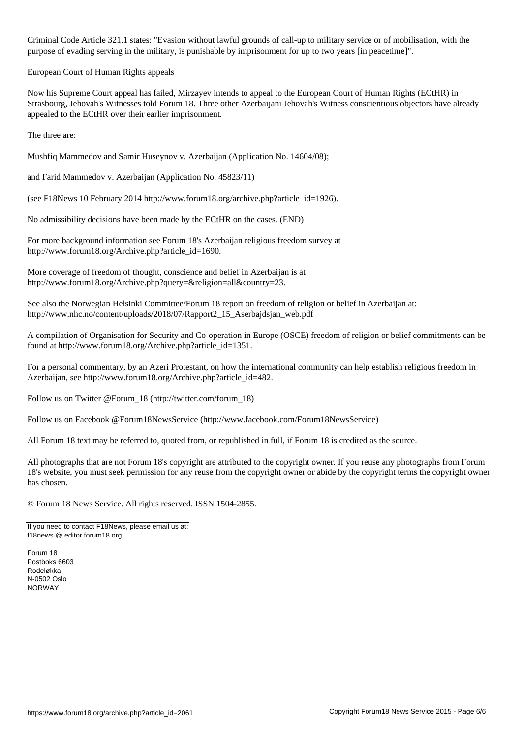Criminal Code Article 321.1 states: "Evasion without lawful grounds of call-up to military service or of mobilisation, with the purpose of evading serving in the military, is punishable by imprisonment for up to two years [in peacetime]".

## European Court of Human Rights appeals

Now his Supreme Court appeal has failed, Mirzayev intends to appeal to the European Court of Human Rights (ECtHR) in Strasbourg, Jehovah's Witnesses told Forum 18. Three other Azerbaijani Jehovah's Witness conscientious objectors have already appealed to the ECtHR over their earlier imprisonment.

The three are:

Mushfiq Mammedov and Samir Huseynov v. Azerbaijan (Application No. 14604/08);

and Farid Mammedov v. Azerbaijan (Application No. 45823/11)

(see F18News 10 February 2014 http://www.forum18.org/archive.php?article_id=1926).

No admissibility decisions have been made by the ECtHR on the cases. (END)

For more background information see Forum 18's Azerbaijan religious freedom survey at http://www.forum18.org/Archive.php?article_id=1690.

More coverage of freedom of thought, conscience and belief in Azerbaijan is at http://www.forum18.org/Archive.php?query=&religion=all&country=23.

See also the Norwegian Helsinki Committee/Forum 18 report on freedom of religion or belief in Azerbaijan at: http://www.nhc.no/content/uploads/2018/07/Rapport2_15_Aserbajdsjan_web.pdf

A compilation of Organisation for Security and Co-operation in Europe (OSCE) freedom of religion or belief commitments can be found at http://www.forum18.org/Archive.php?article_id=1351.

For a personal commentary, by an Azeri Protestant, on how the international community can help establish religious freedom in Azerbaijan, see http://www.forum18.org/Archive.php?article_id=482.

Follow us on Twitter @Forum_18 (http://twitter.com/forum_18)

Follow us on Facebook @Forum18NewsService (http://www.facebook.com/Forum18NewsService)

All Forum 18 text may be referred to, quoted from, or republished in full, if Forum 18 is credited as the source.

All photographs that are not Forum 18's copyright are attributed to the copyright owner. If you reuse any photographs from Forum 18's website, you must seek permission for any reuse from the copyright owner or abide by the copyright terms the copyright owner has chosen.

© Forum 18 News Service. All rights reserved. ISSN 1504-2855.

If you need to contact F18News, please email us at:
f18news @ editor.forum18.org

Forum 18
Postboks 6603
Rodeløkka
N-0502 Oslo
NORWAY